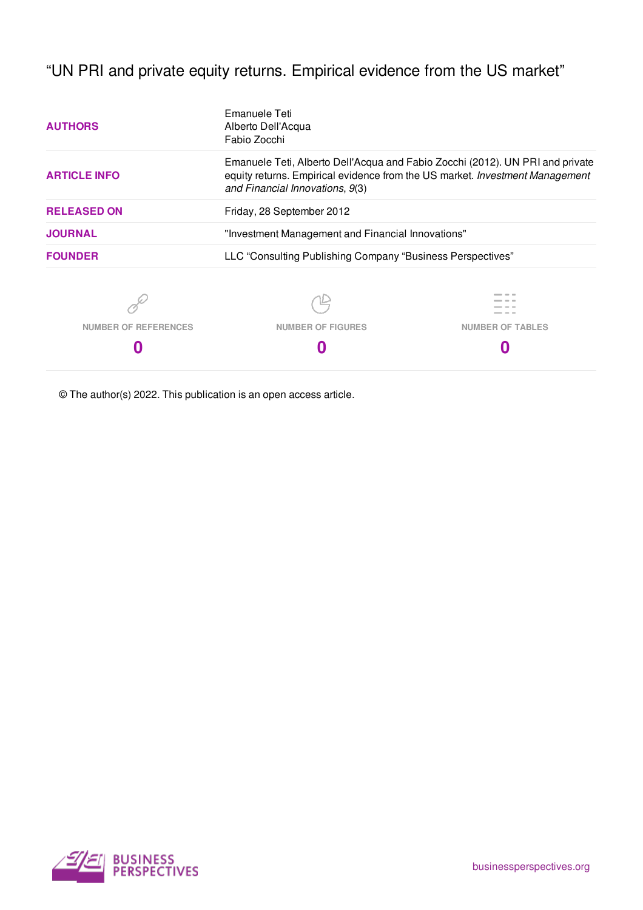# "UN PRI and private equity returns. Empirical evidence from the US market"

| | |
|---|---|
| **AUTHORS** | Emanuele Teti<br>Alberto Dell'Acqua<br>Fabio Zocchi |
| **ARTICLE INFO** | Emanuele Teti, Alberto Dell'Acqua and Fabio Zocchi (2012). UN PRI and private equity returns. Empirical evidence from the US market. *Investment Management and Financial Innovations*, *9*(3) |
| **RELEASED ON** | Friday, 28 September 2012 |
| **JOURNAL** | "Investment Management and Financial Innovations" |
| **FOUNDER** | LLC "Consulting Publishing Company "Business Perspectives" |

| NUMBER OF REFERENCES | NUMBER OF FIGURES | NUMBER OF TABLES |
|---|---|---|
| 0 | 0 | 0 |

© The author(s) 2022. This publication is an open access article.

BUSINESS PERSPECTIVES

businessperspectives.org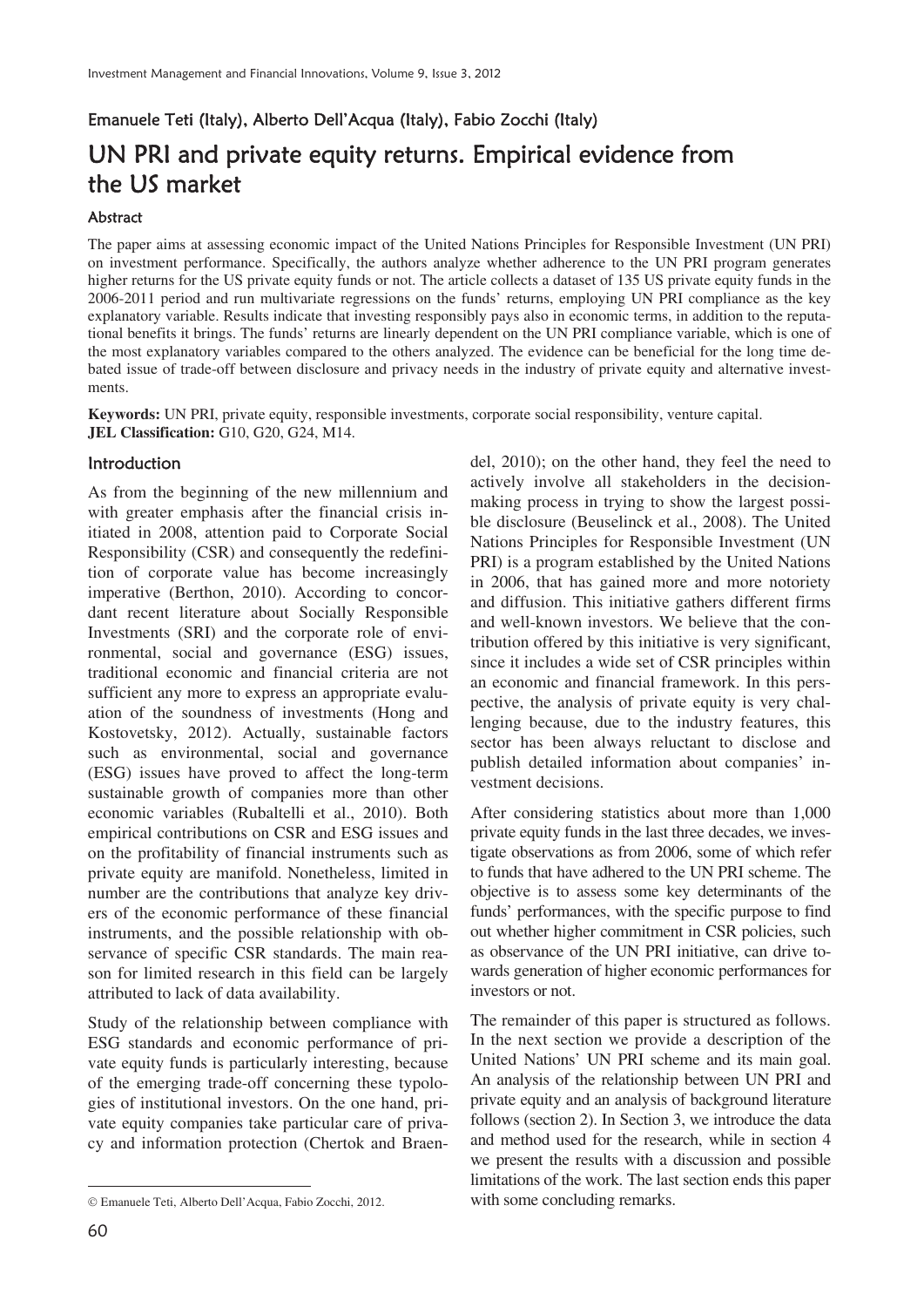Emanuele Teti (Italy), Alberto Dell'Acqua (Italy), Fabio Zocchi (Italy)

# UN PRI and private equity returns. Empirical evidence from the US market

### Abstract

The paper aims at assessing economic impact of the United Nations Principles for Responsible Investment (UN PRI) on investment performance. Specifically, the authors analyze whether adherence to the UN PRI program generates higher returns for the US private equity funds or not. The article collects a dataset of 135 US private equity funds in the 2006-2011 period and run multivariate regressions on the funds' returns, employing UN PRI compliance as the key explanatory variable. Results indicate that investing responsibly pays also in economic terms, in addition to the reputational benefits it brings. The funds' returns are linearly dependent on the UN PRI compliance variable, which is one of the most explanatory variables compared to the others analyzed. The evidence can be beneficial for the long time debated issue of trade-off between disclosure and privacy needs in the industry of private equity and alternative investments.

**Keywords:** UN PRI, private equity, responsible investments, corporate social responsibility, venture capital.
**JEL Classification:** G10, G20, G24, M14.

## Introduction

As from the beginning of the new millennium and with greater emphasis after the financial crisis initiated in 2008, attention paid to Corporate Social Responsibility (CSR) and consequently the redefinition of corporate value has become increasingly imperative (Berthon, 2010). According to concordant recent literature about Socially Responsible Investments (SRI) and the corporate role of environmental, social and governance (ESG) issues, traditional economic and financial criteria are not sufficient any more to express an appropriate evaluation of the soundness of investments (Hong and Kostovetsky, 2012). Actually, sustainable factors such as environmental, social and governance (ESG) issues have proved to affect the long-term sustainable growth of companies more than other economic variables (Rubaltelli et al., 2010). Both empirical contributions on CSR and ESG issues and on the profitability of financial instruments such as private equity are manifold. Nonetheless, limited in number are the contributions that analyze key drivers of the economic performance of these financial instruments, and the possible relationship with observance of specific CSR standards. The main reason for limited research in this field can be largely attributed to lack of data availability.

Study of the relationship between compliance with ESG standards and economic performance of private equity funds is particularly interesting, because of the emerging trade-off concerning these typologies of institutional investors. On the one hand, private equity companies take particular care of privacy and information protection (Chertok and Braendel, 2010); on the other hand, they feel the need to actively involve all stakeholders in the decision-making process in trying to show the largest possible disclosure (Beuselinck et al., 2008). The United Nations Principles for Responsible Investment (UN PRI) is a program established by the United Nations in 2006, that has gained more and more notoriety and diffusion. This initiative gathers different firms and well-known investors. We believe that the contribution offered by this initiative is very significant, since it includes a wide set of CSR principles within an economic and financial framework. In this perspective, the analysis of private equity is very challenging because, due to the industry features, this sector has been always reluctant to disclose and publish detailed information about companies' investment decisions.

After considering statistics about more than 1,000 private equity funds in the last three decades, we investigate observations as from 2006, some of which refer to funds that have adhered to the UN PRI scheme. The objective is to assess some key determinants of the funds' performances, with the specific purpose to find out whether higher commitment in CSR policies, such as observance of the UN PRI initiative, can drive towards generation of higher economic performances for investors or not.

The remainder of this paper is structured as follows. In the next section we provide a description of the United Nations' UN PRI scheme and its main goal. An analysis of the relationship between UN PRI and private equity and an analysis of background literature follows (section 2). In Section 3, we introduce the data and method used for the research, while in section 4 we present the results with a discussion and possible limitations of the work. The last section ends this paper with some concluding remarks.

© Emanuele Teti, Alberto Dell'Acqua, Fabio Zocchi, 2012.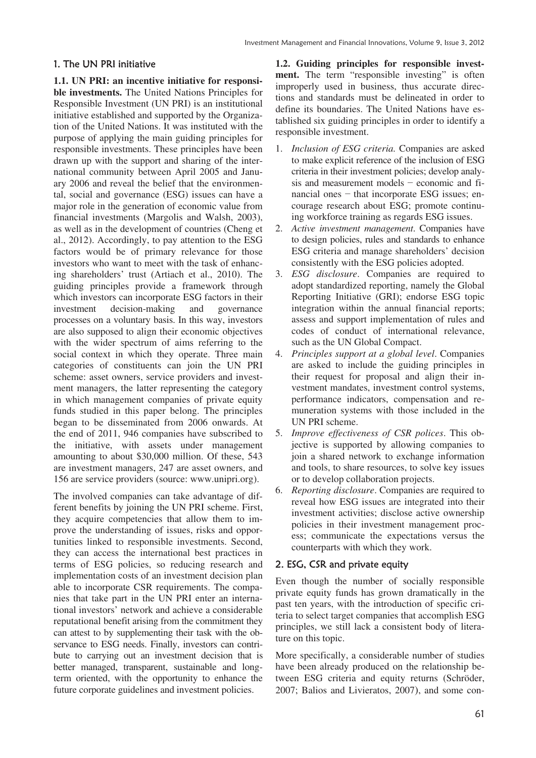## 1. The UN PRI initiative

**1.1. UN PRI: an incentive initiative for responsible investments.** The United Nations Principles for Responsible Investment (UN PRI) is an institutional initiative established and supported by the Organization of the United Nations. It was instituted with the purpose of applying the main guiding principles for responsible investments. These principles have been drawn up with the support and sharing of the international community between April 2005 and January 2006 and reveal the belief that the environmental, social and governance (ESG) issues can have a major role in the generation of economic value from financial investments (Margolis and Walsh, 2003), as well as in the development of countries (Cheng et al., 2012). Accordingly, to pay attention to the ESG factors would be of primary relevance for those investors who want to meet with the task of enhancing shareholders' trust (Artiach et al., 2010). The guiding principles provide a framework through which investors can incorporate ESG factors in their investment decision-making and governance processes on a voluntary basis. In this way, investors are also supposed to align their economic objectives with the wider spectrum of aims referring to the social context in which they operate. Three main categories of constituents can join the UN PRI scheme: asset owners, service providers and investment managers, the latter representing the category in which management companies of private equity funds studied in this paper belong. The principles began to be disseminated from 2006 onwards. At the end of 2011, 946 companies have subscribed to the initiative, with assets under management amounting to about $30,000 million. Of these, 543 are investment managers, 247 are asset owners, and 156 are service providers (source: www.unipri.org).

The involved companies can take advantage of different benefits by joining the UN PRI scheme. First, they acquire competencies that allow them to improve the understanding of issues, risks and opportunities linked to responsible investments. Second, they can access the international best practices in terms of ESG policies, so reducing research and implementation costs of an investment decision plan able to incorporate CSR requirements. The companies that take part in the UN PRI enter an international investors' network and achieve a considerable reputational benefit arising from the commitment they can attest to by supplementing their task with the observance to ESG needs. Finally, investors can contribute to carrying out an investment decision that is better managed, transparent, sustainable and long-term oriented, with the opportunity to enhance the future corporate guidelines and investment policies.

**1.2. Guiding principles for responsible investment.** The term "responsible investing" is often improperly used in business, thus accurate directions and standards must be delineated in order to define its boundaries. The United Nations have established six guiding principles in order to identify a responsible investment.

1. *Inclusion of ESG criteria.* Companies are asked to make explicit reference of the inclusion of ESG criteria in their investment policies; develop analysis and measurement models – economic and financial ones – that incorporate ESG issues; encourage research about ESG; promote continuing workforce training as regards ESG issues.
2. *Active investment management.* Companies have to design policies, rules and standards to enhance ESG criteria and manage shareholders' decision consistently with the ESG policies adopted.
3. *ESG disclosure.* Companies are required to adopt standardized reporting, namely the Global Reporting Initiative (GRI); endorse ESG topic integration within the annual financial reports; assess and support implementation of rules and codes of conduct of international relevance, such as the UN Global Compact.
4. *Principles support at a global level.* Companies are asked to include the guiding principles in their request for proposal and align their investment mandates, investment control systems, performance indicators, compensation and remuneration systems with those included in the UN PRI scheme.
5. *Improve effectiveness of CSR polices.* This objective is supported by allowing companies to join a shared network to exchange information and tools, to share resources, to solve key issues or to develop collaboration projects.
6. *Reporting disclosure.* Companies are required to reveal how ESG issues are integrated into their investment activities; disclose active ownership policies in their investment management process; communicate the expectations versus the counterparts with which they work.

## 2. ESG, CSR and private equity

Even though the number of socially responsible private equity funds has grown dramatically in the past ten years, with the introduction of specific criteria to select target companies that accomplish ESG principles, we still lack a consistent body of literature on this topic.

More specifically, a considerable number of studies have been already produced on the relationship between ESG criteria and equity returns (Schröder, 2007; Balios and Livieratos, 2007), and some con-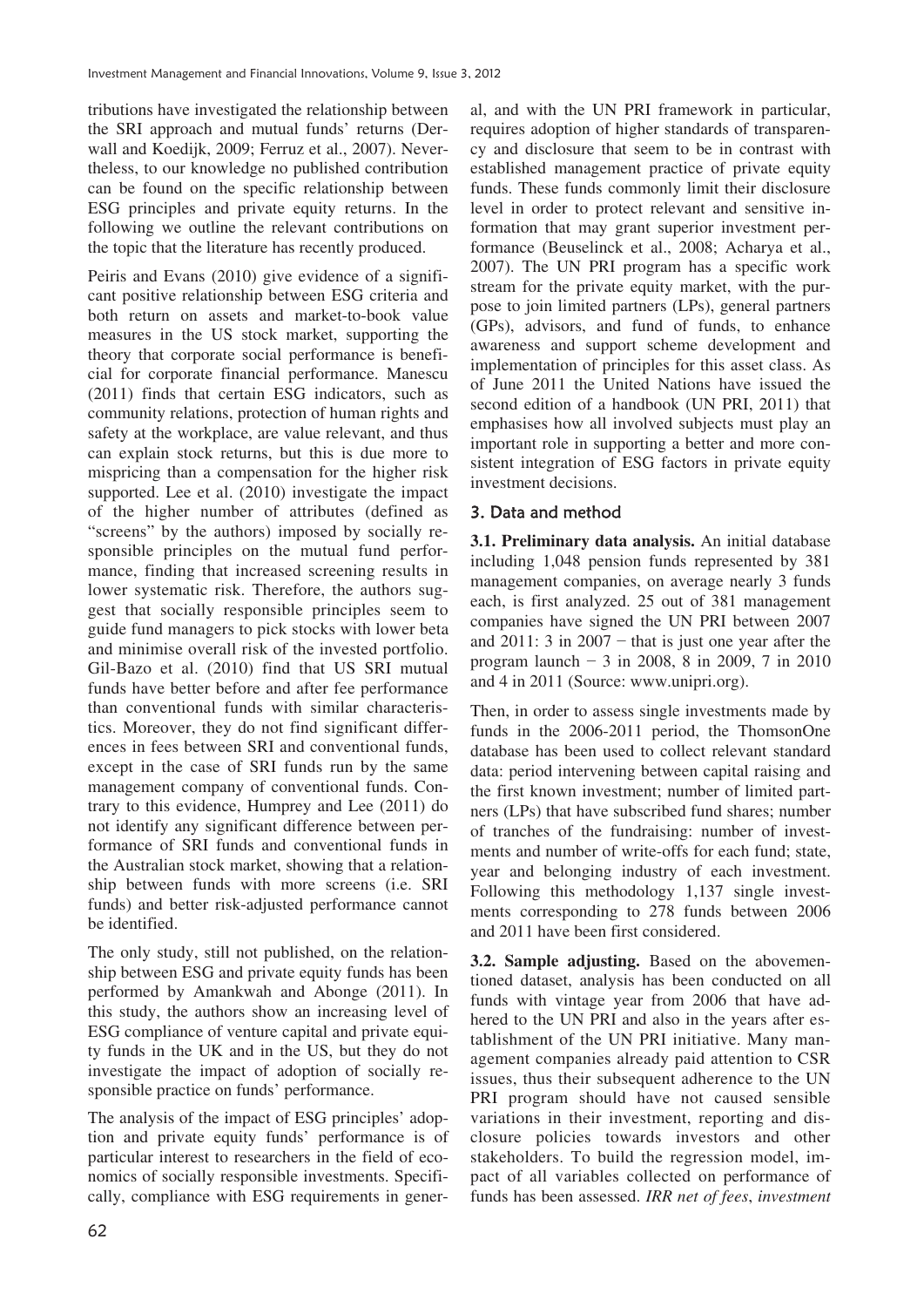tributions have investigated the relationship between the SRI approach and mutual funds' returns (Derwall and Koedijk, 2009; Ferruz et al., 2007). Nevertheless, to our knowledge no published contribution can be found on the specific relationship between ESG principles and private equity returns. In the following we outline the relevant contributions on the topic that the literature has recently produced.

Peiris and Evans (2010) give evidence of a significant positive relationship between ESG criteria and both return on assets and market-to-book value measures in the US stock market, supporting the theory that corporate social performance is beneficial for corporate financial performance. Manescu (2011) finds that certain ESG indicators, such as community relations, protection of human rights and safety at the workplace, are value relevant, and thus can explain stock returns, but this is due more to mispricing than a compensation for the higher risk supported. Lee et al. (2010) investigate the impact of the higher number of attributes (defined as "screens" by the authors) imposed by socially responsible principles on the mutual fund performance, finding that increased screening results in lower systematic risk. Therefore, the authors suggest that socially responsible principles seem to guide fund managers to pick stocks with lower beta and minimise overall risk of the invested portfolio. Gil-Bazo et al. (2010) find that US SRI mutual funds have better before and after fee performance than conventional funds with similar characteristics. Moreover, they do not find significant differences in fees between SRI and conventional funds, except in the case of SRI funds run by the same management company of conventional funds. Contrary to this evidence, Humprey and Lee (2011) do not identify any significant difference between performance of SRI funds and conventional funds in the Australian stock market, showing that a relationship between funds with more screens (i.e. SRI funds) and better risk-adjusted performance cannot be identified.

The only study, still not published, on the relationship between ESG and private equity funds has been performed by Amankwah and Abonge (2011). In this study, the authors show an increasing level of ESG compliance of venture capital and private equity funds in the UK and in the US, but they do not investigate the impact of adoption of socially responsible practice on funds' performance.

The analysis of the impact of ESG principles' adoption and private equity funds' performance is of particular interest to researchers in the field of economics of socially responsible investments. Specifically, compliance with ESG requirements in general, and with the UN PRI framework in particular, requires adoption of higher standards of transparency and disclosure that seem to be in contrast with established management practice of private equity funds. These funds commonly limit their disclosure level in order to protect relevant and sensitive information that may grant superior investment performance (Beuselinck et al., 2008; Acharya et al., 2007). The UN PRI program has a specific work stream for the private equity market, with the purpose to join limited partners (LPs), general partners (GPs), advisors, and fund of funds, to enhance awareness and support scheme development and implementation of principles for this asset class. As of June 2011 the United Nations have issued the second edition of a handbook (UN PRI, 2011) that emphasises how all involved subjects must play an important role in supporting a better and more consistent integration of ESG factors in private equity investment decisions.

## 3. Data and method

**3.1. Preliminary data analysis.** An initial database including 1,048 pension funds represented by 381 management companies, on average nearly 3 funds each, is first analyzed. 25 out of 381 management companies have signed the UN PRI between 2007 and 2011: 3 in 2007 – that is just one year after the program launch – 3 in 2008, 8 in 2009, 7 in 2010 and 4 in 2011 (Source: www.unipri.org).

Then, in order to assess single investments made by funds in the 2006-2011 period, the ThomsonOne database has been used to collect relevant standard data: period intervening between capital raising and the first known investment; number of limited partners (LPs) that have subscribed fund shares; number of tranches of the fundraising: number of investments and number of write-offs for each fund; state, year and belonging industry of each investment. Following this methodology 1,137 single investments corresponding to 278 funds between 2006 and 2011 have been first considered.

**3.2. Sample adjusting.** Based on the abovementioned dataset, analysis has been conducted on all funds with vintage year from 2006 that have adhered to the UN PRI and also in the years after establishment of the UN PRI initiative. Many management companies already paid attention to CSR issues, thus their subsequent adherence to the UN PRI program should have not caused sensible variations in their investment, reporting and disclosure policies towards investors and other stakeholders. To build the regression model, impact of all variables collected on performance of funds has been assessed. *IRR net of fees*, *investment*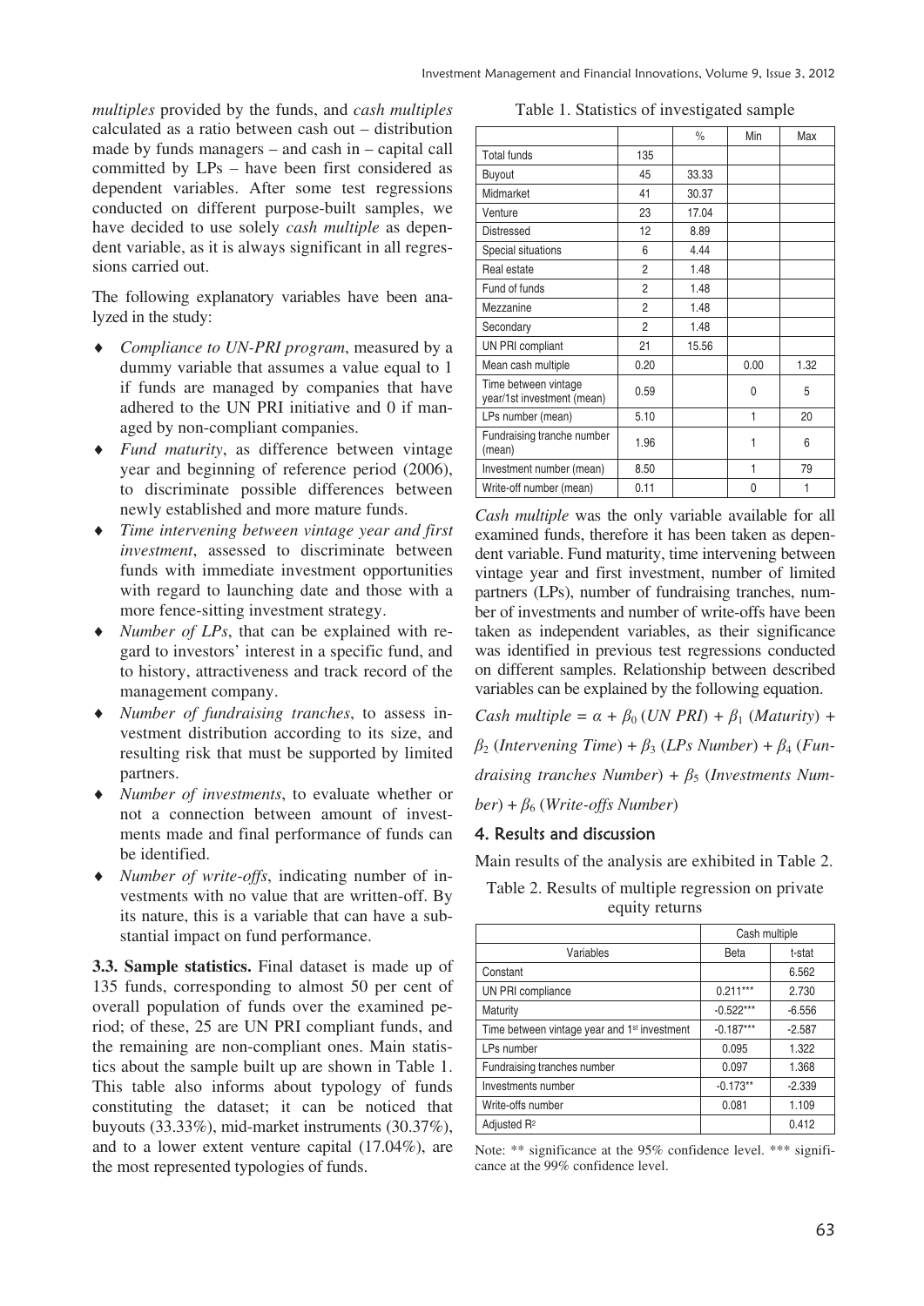*multiples* provided by the funds, and *cash multiples* calculated as a ratio between cash out – distribution made by funds managers – and cash in – capital call committed by LPs – have been first considered as dependent variables. After some test regressions conducted on different purpose-built samples, we have decided to use solely *cash multiple* as dependent variable, as it is always significant in all regressions carried out.

The following explanatory variables have been analyzed in the study:

- *Compliance to UN-PRI program*, measured by a dummy variable that assumes a value equal to 1 if funds are managed by companies that have adhered to the UN PRI initiative and 0 if managed by non-compliant companies.
- *Fund maturity*, as difference between vintage year and beginning of reference period (2006), to discriminate possible differences between newly established and more mature funds.
- *Time intervening between vintage year and first investment*, assessed to discriminate between funds with immediate investment opportunities with regard to launching date and those with a more fence-sitting investment strategy.
- *Number of LPs*, that can be explained with regard to investors' interest in a specific fund, and to history, attractiveness and track record of the management company.
- *Number of fundraising tranches*, to assess investment distribution according to its size, and resulting risk that must be supported by limited partners.
- *Number of investments*, to evaluate whether or not a connection between amount of investments made and final performance of funds can be identified.
- *Number of write-offs*, indicating number of investments with no value that are written-off. By its nature, this is a variable that can have a substantial impact on fund performance.

**3.3. Sample statistics.** Final dataset is made up of 135 funds, corresponding to almost 50 per cent of overall population of funds over the examined period; of these, 25 are UN PRI compliant funds, and the remaining are non-compliant ones. Main statistics about the sample built up are shown in Table 1. This table also informs about typology of funds constituting the dataset; it can be noticed that buyouts (33.33%), mid-market instruments (30.37%), and to a lower extent venture capital (17.04%), are the most represented typologies of funds.

Table 1. Statistics of investigated sample

| | | % | Min | Max |
|---|---|---|---|---|
| Total funds | 135 | | | |
| Buyout | 45 | 33.33 | | |
| Midmarket | 41 | 30.37 | | |
| Venture | 23 | 17.04 | | |
| Distressed | 12 | 8.89 | | |
| Special situations | 6 | 4.44 | | |
| Real estate | 2 | 1.48 | | |
| Fund of funds | 2 | 1.48 | | |
| Mezzanine | 2 | 1.48 | | |
| Secondary | 2 | 1.48 | | |
| UN PRI compliant | 21 | 15.56 | | |
| Mean cash multiple | 0.20 | | 0.00 | 1.32 |
| Time between vintage year/1st investment (mean) | 0.59 | | 0 | 5 |
| LPs number (mean) | 5.10 | | 1 | 20 |
| Fundraising tranche number (mean) | 1.96 | | 1 | 6 |
| Investment number (mean) | 8.50 | | 1 | 79 |
| Write-off number (mean) | 0.11 | | 0 | 1 |

*Cash multiple* was the only variable available for all examined funds, therefore it has been taken as dependent variable. Fund maturity, time intervening between vintage year and first investment, number of limited partners (LPs), number of fundraising tranches, number of investments and number of write-offs have been taken as independent variables, as their significance was identified in previous test regressions conducted on different samples. Relationship between described variables can be explained by the following equation.

$$Cash\ multiple = \alpha + \beta_0\ (UN\ PRI) + \beta_1\ (Maturity) + \beta_2\ (Intervening\ Time) + \beta_3\ (LPs\ Number) + \beta_4\ (Fundraising\ tranches\ Number) + \beta_5\ (Investments\ Number) + \beta_6\ (Write\text{-}offs\ Number)$$

## 4. Results and discussion

Main results of the analysis are exhibited in Table 2.

Table 2. Results of multiple regression on private equity returns

| | Cash multiple | |
|---|---|---|
| Variables | Beta | t-stat |
| Constant | | 6.562 |
| UN PRI compliance | 0.211*** | 2.730 |
| Maturity | -0.522*** | -6.556 |
| Time between vintage year and 1st investment | -0.187*** | -2.587 |
| LPs number | 0.095 | 1.322 |
| Fundraising tranches number | 0.097 | 1.368 |
| Investments number | -0.173** | -2.339 |
| Write-offs number | 0.081 | 1.109 |
| Adjusted $R^2$ | | 0.412 |

Note: ** significance at the 95% confidence level. *** significance at the 99% confidence level.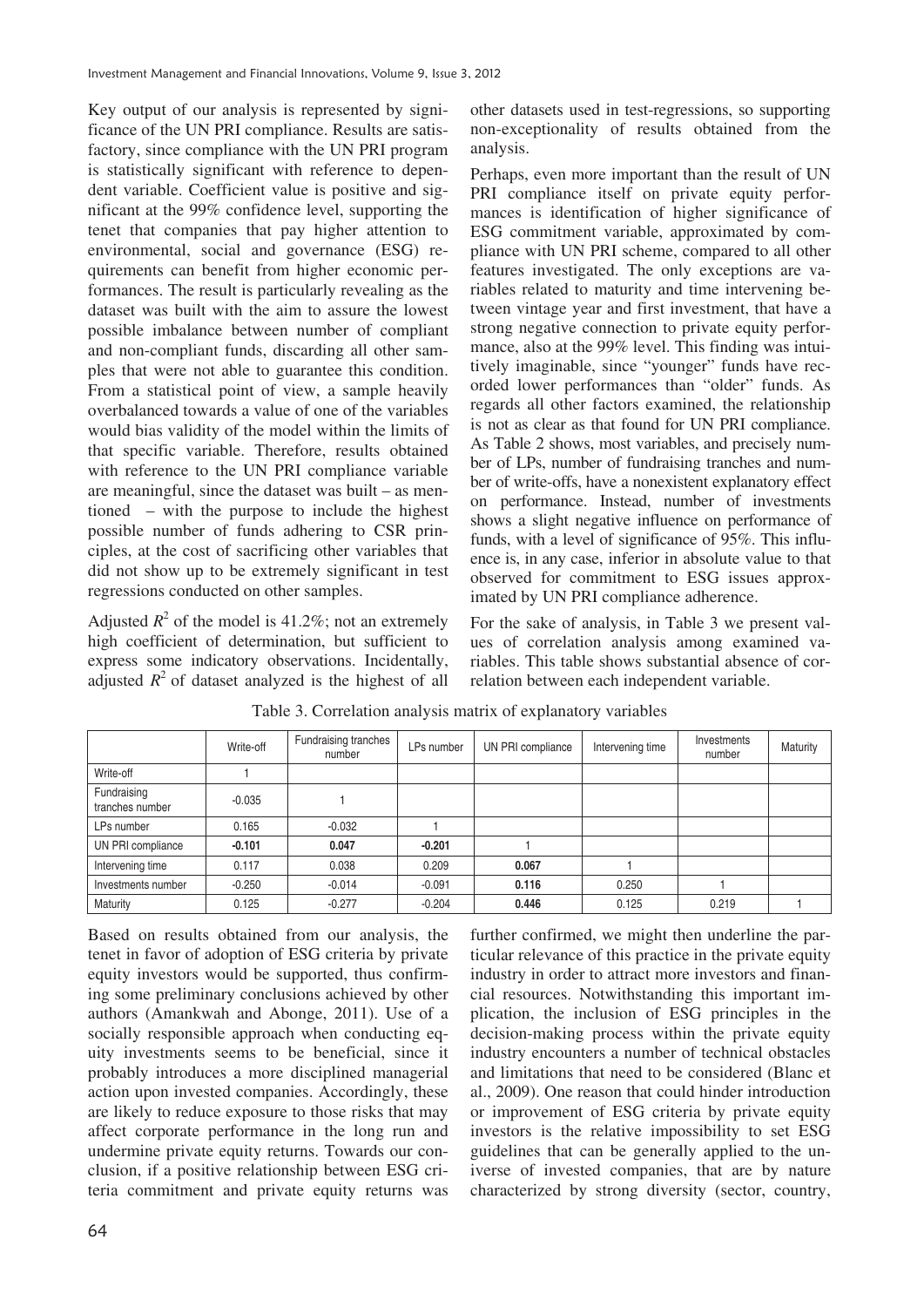Key output of our analysis is represented by significance of the UN PRI compliance. Results are satisfactory, since compliance with the UN PRI program is statistically significant with reference to dependent variable. Coefficient value is positive and significant at the 99% confidence level, supporting the tenet that companies that pay higher attention to environmental, social and governance (ESG) requirements can benefit from higher economic performances. The result is particularly revealing as the dataset was built with the aim to assure the lowest possible imbalance between number of compliant and non-compliant funds, discarding all other samples that were not able to guarantee this condition. From a statistical point of view, a sample heavily overbalanced towards a value of one of the variables would bias validity of the model within the limits of that specific variable. Therefore, results obtained with reference to the UN PRI compliance variable are meaningful, since the dataset was built – as mentioned – with the purpose to include the highest possible number of funds adhering to CSR principles, at the cost of sacrificing other variables that did not show up to be extremely significant in test regressions conducted on other samples.

Adjusted $R^2$ of the model is 41.2%; not an extremely high coefficient of determination, but sufficient to express some indicatory observations. Incidentally, adjusted $R^2$ of dataset analyzed is the highest of all other datasets used in test-regressions, so supporting non-exceptionality of results obtained from the analysis.

Perhaps, even more important than the result of UN PRI compliance itself on private equity performances is identification of higher significance of ESG commitment variable, approximated by compliance with UN PRI scheme, compared to all other features investigated. The only exceptions are variables related to maturity and time intervening between vintage year and first investment, that have a strong negative connection to private equity performance, also at the 99% level. This finding was intuitively imaginable, since "younger" funds have recorded lower performances than "older" funds. As regards all other factors examined, the relationship is not as clear as that found for UN PRI compliance. As Table 2 shows, most variables, and precisely number of LPs, number of fundraising tranches and number of write-offs, have a nonexistent explanatory effect on performance. Instead, number of investments shows a slight negative influence on performance of funds, with a level of significance of 95%. This influence is, in any case, inferior in absolute value to that observed for commitment to ESG issues approximated by UN PRI compliance adherence.

For the sake of analysis, in Table 3 we present values of correlation analysis among examined variables. This table shows substantial absence of correlation between each independent variable.

Table 3. Correlation analysis matrix of explanatory variables

| | Write-off | Fundraising tranches number | LPs number | UN PRI compliance | Intervening time | Investments number | Maturity |
|---|---|---|---|---|---|---|---|
| Write-off | 1 | | | | | | |
| Fundraising tranches number | -0.035 | 1 | | | | | |
| LPs number | 0.165 | -0.032 | 1 | | | | |
| UN PRI compliance | **-0.101** | **0.047** | **-0.201** | 1 | | | |
| Intervening time | 0.117 | 0.038 | 0.209 | **0.067** | 1 | | |
| Investments number | -0.250 | -0.014 | -0.091 | **0.116** | 0.250 | 1 | |
| Maturity | 0.125 | -0.277 | -0.204 | **0.446** | 0.125 | 0.219 | 1 |

Based on results obtained from our analysis, the tenet in favor of adoption of ESG criteria by private equity investors would be supported, thus confirming some preliminary conclusions achieved by other authors (Amankwah and Abonge, 2011). Use of a socially responsible approach when conducting equity investments seems to be beneficial, since it probably introduces a more disciplined managerial action upon invested companies. Accordingly, these are likely to reduce exposure to those risks that may affect corporate performance in the long run and undermine private equity returns. Towards our conclusion, if a positive relationship between ESG criteria commitment and private equity returns was further confirmed, we might then underline the particular relevance of this practice in the private equity industry in order to attract more investors and financial resources. Notwithstanding this important implication, the inclusion of ESG principles in the decision-making process within the private equity industry encounters a number of technical obstacles and limitations that need to be considered (Blanc et al., 2009). One reason that could hinder introduction or improvement of ESG criteria by private equity investors is the relative impossibility to set ESG guidelines that can be generally applied to the universe of invested companies, that are by nature characterized by strong diversity (sector, country,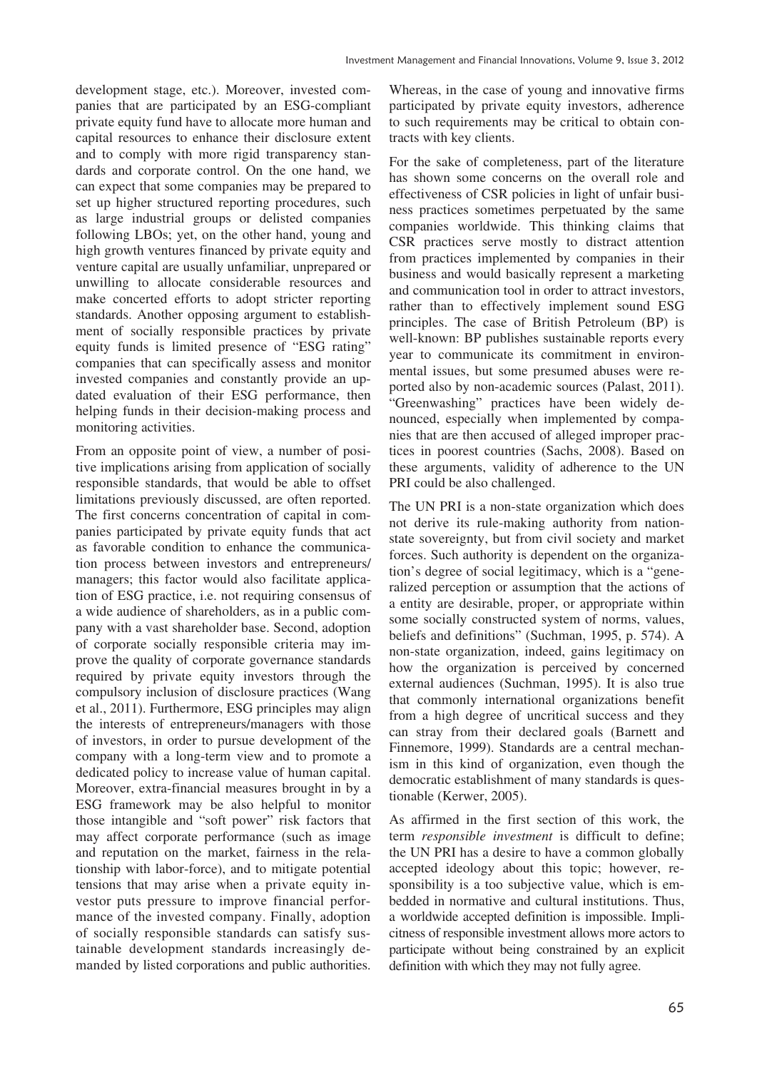development stage, etc.). Moreover, invested companies that are participated by an ESG-compliant private equity fund have to allocate more human and capital resources to enhance their disclosure extent and to comply with more rigid transparency standards and corporate control. On the one hand, we can expect that some companies may be prepared to set up higher structured reporting procedures, such as large industrial groups or delisted companies following LBOs; yet, on the other hand, young and high growth ventures financed by private equity and venture capital are usually unfamiliar, unprepared or unwilling to allocate considerable resources and make concerted efforts to adopt stricter reporting standards. Another opposing argument to establishment of socially responsible practices by private equity funds is limited presence of "ESG rating" companies that can specifically assess and monitor invested companies and constantly provide an updated evaluation of their ESG performance, then helping funds in their decision-making process and monitoring activities.

From an opposite point of view, a number of positive implications arising from application of socially responsible standards, that would be able to offset limitations previously discussed, are often reported. The first concerns concentration of capital in companies participated by private equity funds that act as favorable condition to enhance the communication process between investors and entrepreneurs/managers; this factor would also facilitate application of ESG practice, i.e. not requiring consensus of a wide audience of shareholders, as in a public company with a vast shareholder base. Second, adoption of corporate socially responsible criteria may improve the quality of corporate governance standards required by private equity investors through the compulsory inclusion of disclosure practices (Wang et al., 2011). Furthermore, ESG principles may align the interests of entrepreneurs/managers with those of investors, in order to pursue development of the company with a long-term view and to promote a dedicated policy to increase value of human capital. Moreover, extra-financial measures brought in by a ESG framework may be also helpful to monitor those intangible and "soft power" risk factors that may affect corporate performance (such as image and reputation on the market, fairness in the relationship with labor-force), and to mitigate potential tensions that may arise when a private equity investor puts pressure to improve financial performance of the invested company. Finally, adoption of socially responsible standards can satisfy sustainable development standards increasingly demanded by listed corporations and public authorities. Whereas, in the case of young and innovative firms participated by private equity investors, adherence to such requirements may be critical to obtain contracts with key clients.

For the sake of completeness, part of the literature has shown some concerns on the overall role and effectiveness of CSR policies in light of unfair business practices sometimes perpetuated by the same companies worldwide. This thinking claims that CSR practices serve mostly to distract attention from practices implemented by companies in their business and would basically represent a marketing and communication tool in order to attract investors, rather than to effectively implement sound ESG principles. The case of British Petroleum (BP) is well-known: BP publishes sustainable reports every year to communicate its commitment in environmental issues, but some presumed abuses were reported also by non-academic sources (Palast, 2011). "Greenwashing" practices have been widely denounced, especially when implemented by companies that are then accused of alleged improper practices in poorest countries (Sachs, 2008). Based on these arguments, validity of adherence to the UN PRI could be also challenged.

The UN PRI is a non-state organization which does not derive its rule-making authority from nation-state sovereignty, but from civil society and market forces. Such authority is dependent on the organization's degree of social legitimacy, which is a "generalized perception or assumption that the actions of a entity are desirable, proper, or appropriate within some socially constructed system of norms, values, beliefs and definitions" (Suchman, 1995, p. 574). A non-state organization, indeed, gains legitimacy on how the organization is perceived by concerned external audiences (Suchman, 1995). It is also true that commonly international organizations benefit from a high degree of uncritical success and they can stray from their declared goals (Barnett and Finnemore, 1999). Standards are a central mechanism in this kind of organization, even though the democratic establishment of many standards is questionable (Kerwer, 2005).

As affirmed in the first section of this work, the term *responsible investment* is difficult to define; the UN PRI has a desire to have a common globally accepted ideology about this topic; however, responsibility is a too subjective value, which is embedded in normative and cultural institutions. Thus, a worldwide accepted definition is impossible. Implicitness of responsible investment allows more actors to participate without being constrained by an explicit definition with which they may not fully agree.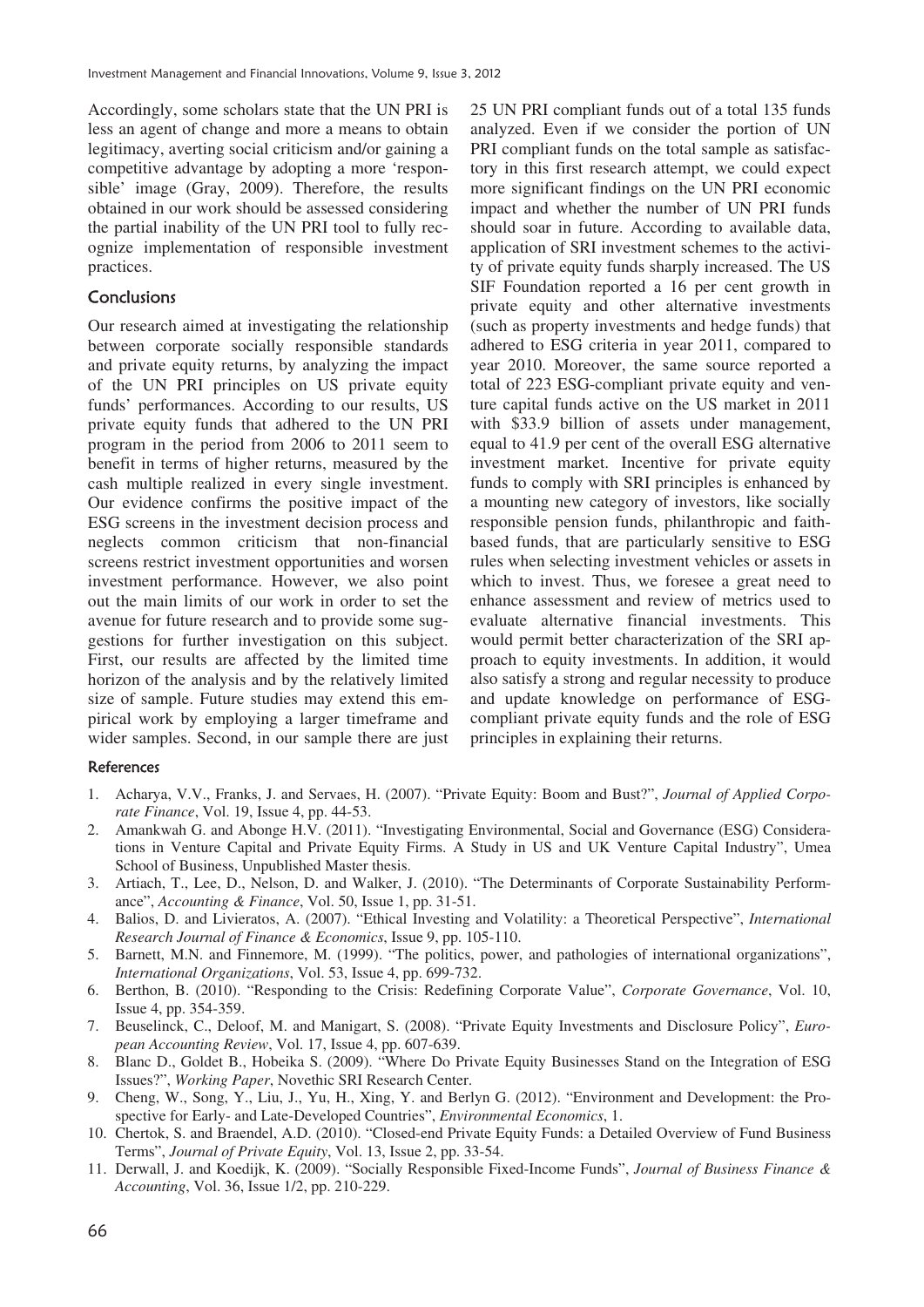Accordingly, some scholars state that the UN PRI is less an agent of change and more a means to obtain legitimacy, averting social criticism and/or gaining a competitive advantage by adopting a more 'responsible' image (Gray, 2009). Therefore, the results obtained in our work should be assessed considering the partial inability of the UN PRI tool to fully recognize implementation of responsible investment practices.

## Conclusions

Our research aimed at investigating the relationship between corporate socially responsible standards and private equity returns, by analyzing the impact of the UN PRI principles on US private equity funds' performances. According to our results, US private equity funds that adhered to the UN PRI program in the period from 2006 to 2011 seem to benefit in terms of higher returns, measured by the cash multiple realized in every single investment. Our evidence confirms the positive impact of the ESG screens in the investment decision process and neglects common criticism that non-financial screens restrict investment opportunities and worsen investment performance. However, we also point out the main limits of our work in order to set the avenue for future research and to provide some suggestions for further investigation on this subject. First, our results are affected by the limited time horizon of the analysis and by the relatively limited size of sample. Future studies may extend this empirical work by employing a larger timeframe and wider samples. Second, in our sample there are just 25 UN PRI compliant funds out of a total 135 funds analyzed. Even if we consider the portion of UN PRI compliant funds on the total sample as satisfactory in this first research attempt, we could expect more significant findings on the UN PRI economic impact and whether the number of UN PRI funds should soar in future. According to available data, application of SRI investment schemes to the activity of private equity funds sharply increased. The US SIF Foundation reported a 16 per cent growth in private equity and other alternative investments (such as property investments and hedge funds) that adhered to ESG criteria in year 2011, compared to year 2010. Moreover, the same source reported a total of 223 ESG-compliant private equity and venture capital funds active on the US market in 2011 with \$33.9 billion of assets under management, equal to 41.9 per cent of the overall ESG alternative investment market. Incentive for private equity funds to comply with SRI principles is enhanced by a mounting new category of investors, like socially responsible pension funds, philanthropic and faith-based funds, that are particularly sensitive to ESG rules when selecting investment vehicles or assets in which to invest. Thus, we foresee a great need to enhance assessment and review of metrics used to evaluate alternative financial investments. This would permit better characterization of the SRI approach to equity investments. In addition, it would also satisfy a strong and regular necessity to produce and update knowledge on performance of ESG-compliant private equity funds and the role of ESG principles in explaining their returns.

## References

1. Acharya, V.V., Franks, J. and Servaes, H. (2007). "Private Equity: Boom and Bust?", *Journal of Applied Corporate Finance*, Vol. 19, Issue 4, pp. 44-53.
2. Amankwah G. and Abonge H.V. (2011). "Investigating Environmental, Social and Governance (ESG) Considerations in Venture Capital and Private Equity Firms. A Study in US and UK Venture Capital Industry", Umea School of Business, Unpublished Master thesis.
3. Artiach, T., Lee, D., Nelson, D. and Walker, J. (2010). "The Determinants of Corporate Sustainability Performance", *Accounting & Finance*, Vol. 50, Issue 1, pp. 31-51.
4. Balios, D. and Livieratos, A. (2007). "Ethical Investing and Volatility: a Theoretical Perspective", *International Research Journal of Finance & Economics*, Issue 9, pp. 105-110.
5. Barnett, M.N. and Finnemore, M. (1999). "The politics, power, and pathologies of international organizations", *International Organizations*, Vol. 53, Issue 4, pp. 699-732.
6. Berthon, B. (2010). "Responding to the Crisis: Redefining Corporate Value", *Corporate Governance*, Vol. 10, Issue 4, pp. 354-359.
7. Beuselinck, C., Deloof, M. and Manigart, S. (2008). "Private Equity Investments and Disclosure Policy", *European Accounting Review*, Vol. 17, Issue 4, pp. 607-639.
8. Blanc D., Goldet B., Hobeika S. (2009). "Where Do Private Equity Businesses Stand on the Integration of ESG Issues?", *Working Paper*, Novethic SRI Research Center.
9. Cheng, W., Song, Y., Liu, J., Yu, H., Xing, Y. and Berlyn G. (2012). "Environment and Development: the Prospective for Early- and Late-Developed Countries", *Environmental Economics*, 1.
10. Chertok, S. and Braendel, A.D. (2010). "Closed-end Private Equity Funds: a Detailed Overview of Fund Business Terms", *Journal of Private Equity*, Vol. 13, Issue 2, pp. 33-54.
11. Derwall, J. and Koedijk, K. (2009). "Socially Responsible Fixed-Income Funds", *Journal of Business Finance & Accounting*, Vol. 36, Issue 1/2, pp. 210-229.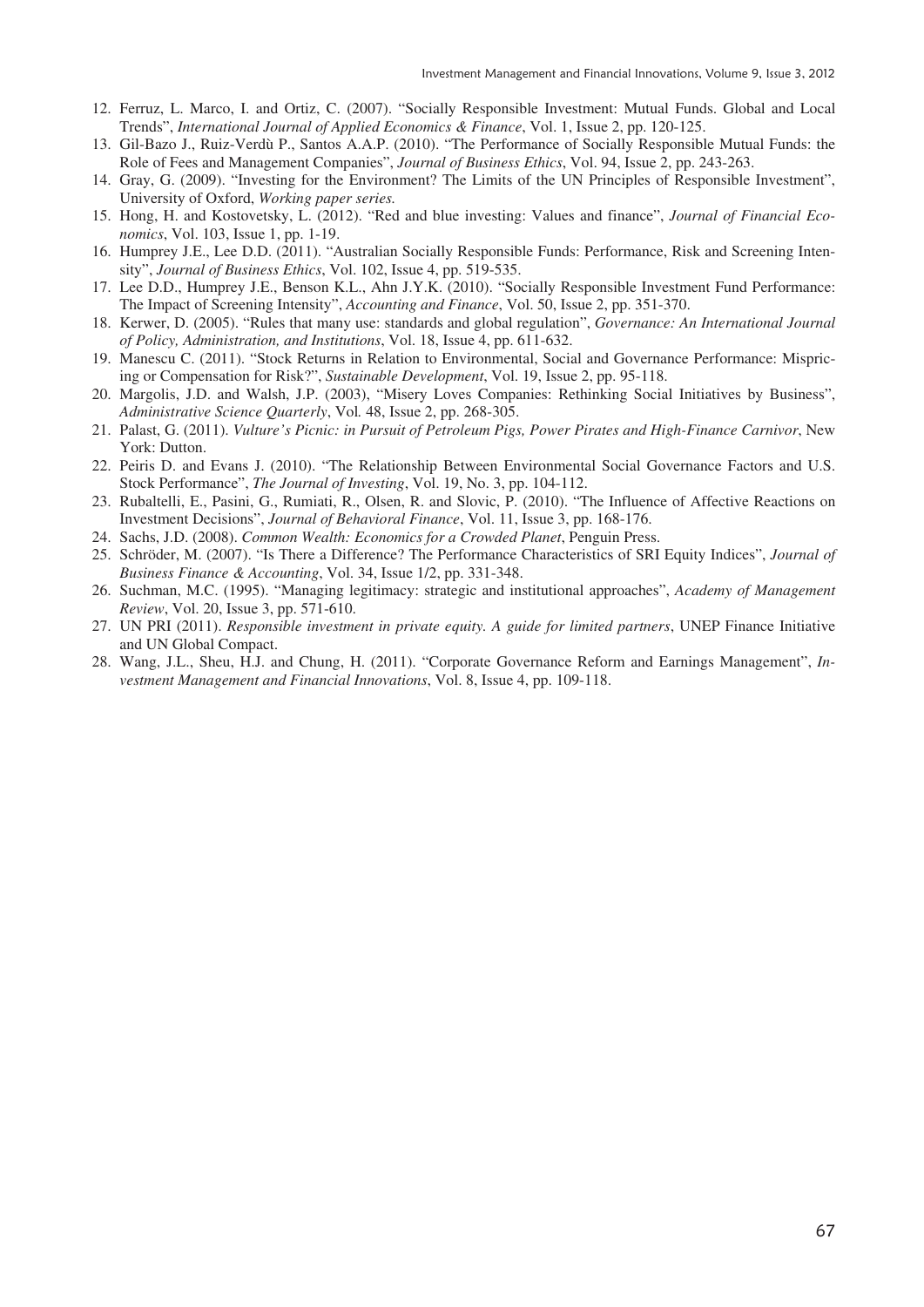12. Ferruz, L. Marco, I. and Ortiz, C. (2007). "Socially Responsible Investment: Mutual Funds. Global and Local Trends", *International Journal of Applied Economics & Finance*, Vol. 1, Issue 2, pp. 120-125.
13. Gil-Bazo J., Ruiz-Verdù P., Santos A.A.P. (2010). "The Performance of Socially Responsible Mutual Funds: the Role of Fees and Management Companies", *Journal of Business Ethics*, Vol. 94, Issue 2, pp. 243-263.
14. Gray, G. (2009). "Investing for the Environment? The Limits of the UN Principles of Responsible Investment", University of Oxford, *Working paper series.*
15. Hong, H. and Kostovetsky, L. (2012). "Red and blue investing: Values and finance", *Journal of Financial Economics*, Vol. 103, Issue 1, pp. 1-19.
16. Humprey J.E., Lee D.D. (2011). "Australian Socially Responsible Funds: Performance, Risk and Screening Intensity", *Journal of Business Ethics*, Vol. 102, Issue 4, pp. 519-535.
17. Lee D.D., Humprey J.E., Benson K.L., Ahn J.Y.K. (2010). "Socially Responsible Investment Fund Performance: The Impact of Screening Intensity", *Accounting and Finance*, Vol. 50, Issue 2, pp. 351-370.
18. Kerwer, D. (2005). "Rules that many use: standards and global regulation", *Governance: An International Journal of Policy, Administration, and Institutions*, Vol. 18, Issue 4, pp. 611-632.
19. Manescu C. (2011). "Stock Returns in Relation to Environmental, Social and Governance Performance: Mispricing or Compensation for Risk?", *Sustainable Development*, Vol. 19, Issue 2, pp. 95-118.
20. Margolis, J.D. and Walsh, J.P. (2003), "Misery Loves Companies: Rethinking Social Initiatives by Business", *Administrative Science Quarterly*, Vol. 48, Issue 2, pp. 268-305.
21. Palast, G. (2011). *Vulture's Picnic: in Pursuit of Petroleum Pigs, Power Pirates and High-Finance Carnivor*, New York: Dutton.
22. Peiris D. and Evans J. (2010). "The Relationship Between Environmental Social Governance Factors and U.S. Stock Performance", *The Journal of Investing*, Vol. 19, No. 3, pp. 104-112.
23. Rubaltelli, E., Pasini, G., Rumiati, R., Olsen, R. and Slovic, P. (2010). "The Influence of Affective Reactions on Investment Decisions", *Journal of Behavioral Finance*, Vol. 11, Issue 3, pp. 168-176.
24. Sachs, J.D. (2008). *Common Wealth: Economics for a Crowded Planet*, Penguin Press.
25. Schröder, M. (2007). "Is There a Difference? The Performance Characteristics of SRI Equity Indices", *Journal of Business Finance & Accounting*, Vol. 34, Issue 1/2, pp. 331-348.
26. Suchman, M.C. (1995). "Managing legitimacy: strategic and institutional approaches", *Academy of Management Review*, Vol. 20, Issue 3, pp. 571-610.
27. UN PRI (2011). *Responsible investment in private equity. A guide for limited partners*, UNEP Finance Initiative and UN Global Compact.
28. Wang, J.L., Sheu, H.J. and Chung, H. (2011). "Corporate Governance Reform and Earnings Management", *Investment Management and Financial Innovations*, Vol. 8, Issue 4, pp. 109-118.